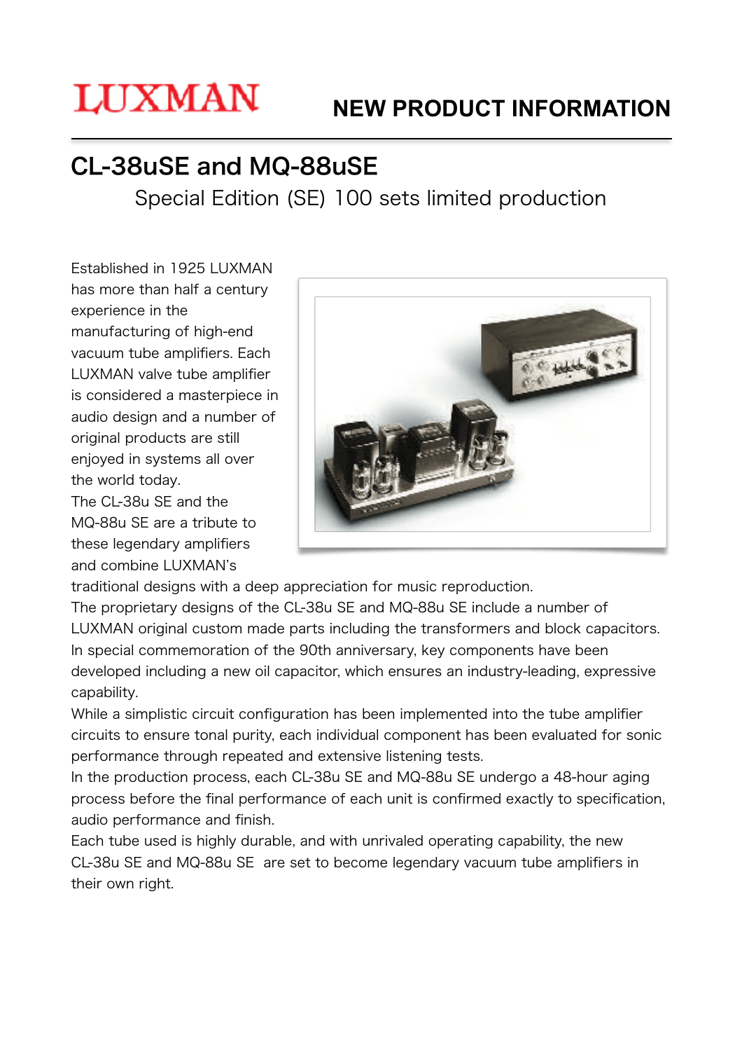LUXMAN

**NEW PRODUCT INFORMATION**

# CL-38uSE and MQ-88uSE

## Special Edition (SE) 100 sets limited production

Established in 1925 LUXMAN has more than half a century experience in the manufacturing of high-end vacuum tube amplifiers. Each LUXMAN valve tube amplifier is considered a masterpiece in audio design and a number of original products are still enjoyed in systems all over the world today.

The CL-38u SE and the MQ-88u SE are a tribute to these legendary amplifiers and combine LUXMAN's traditional designs with a deep appreciation for music reproduction.

The proprietary designs of the CL-38u SE and MQ-88u SE include a number of LUXMAN original custom made parts including the transformers and block capacitors. In special commemoration of the 90th anniversary, key components have been developed including a new oil capacitor, which ensures an industry-leading, expressive capability.

While a simplistic circuit configuration has been implemented into the tube amplifier circuits to ensure tonal purity, each individual component has been evaluated for sonic performance through repeated and extensive listening tests.

In the production process, each CL-38u SE and MQ-88u SE undergo a 48-hour aging process before the final performance of each unit is confirmed exactly to specification, audio performance and finish.

Each tube used is highly durable, and with unrivaled operating capability, the new CL-38u SE and MQ-88u SE are set to become legendary vacuum tube amplifiers in their own right.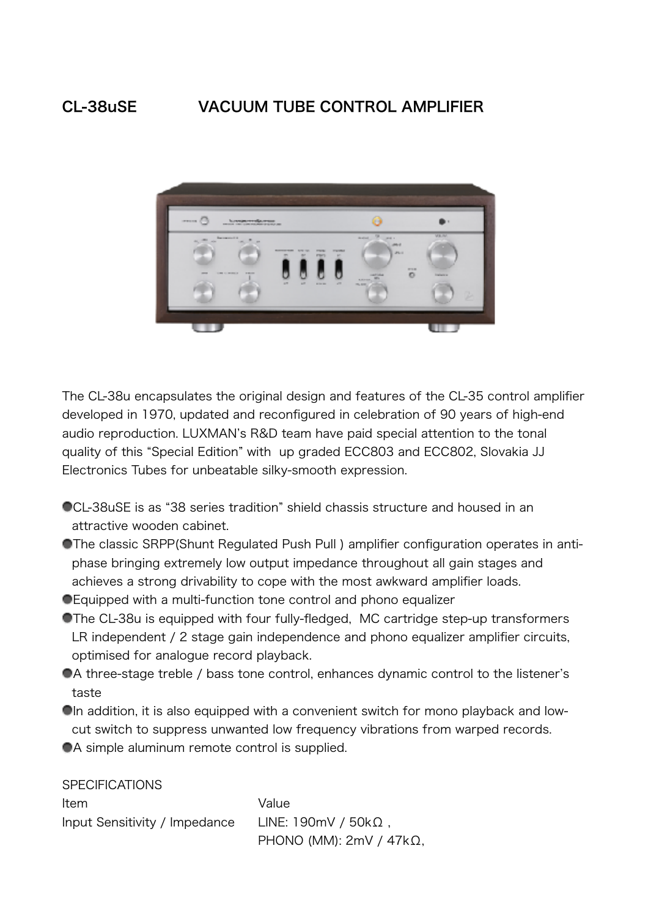## CL-38uSE VACUUM TUBE CONTROL AMPLIFIER

The CL-38u encapsulates the original design and features of the CL-35 control amplifier developed in 1970, updated and reconfigured in celebration of 90 years of high-end audio reproduction. LUXMAN's R&D team have paid special attention to the tonal quality of this "Special Edition" with up graded ECC803 and ECC802, Slovakia JJ Electronics Tubes for unbeatable silky-smooth expression.

- CL-38uSE is as "38 series tradition" shield chassis structure and housed in an attractive wooden cabinet.
- The classic SRPP(Shunt Regulated Push Pull ) amplifier configuration operates in anti-phase bringing extremely low output impedance throughout all gain stages and achieves a strong drivability to cope with the most awkward amplifier loads.
- Equipped with a multi-function tone control and phono equalizer
- The CL-38u is equipped with four fully-fledged, MC cartridge step-up transformers LR independent / 2 stage gain independence and phono equalizer amplifier circuits, optimised for analogue record playback.
- A three-stage treble / bass tone control, enhances dynamic control to the listener's taste
- In addition, it is also equipped with a convenient switch for mono playback and low-cut switch to suppress unwanted low frequency vibrations from warped records.
- A simple aluminum remote control is supplied.

SPECIFICATIONS

| Item | Value |
| --- | --- |
| Input Sensitivity / Impedance | LINE: 190mV / 50kΩ , PHONO (MM): 2mV / 47kΩ, |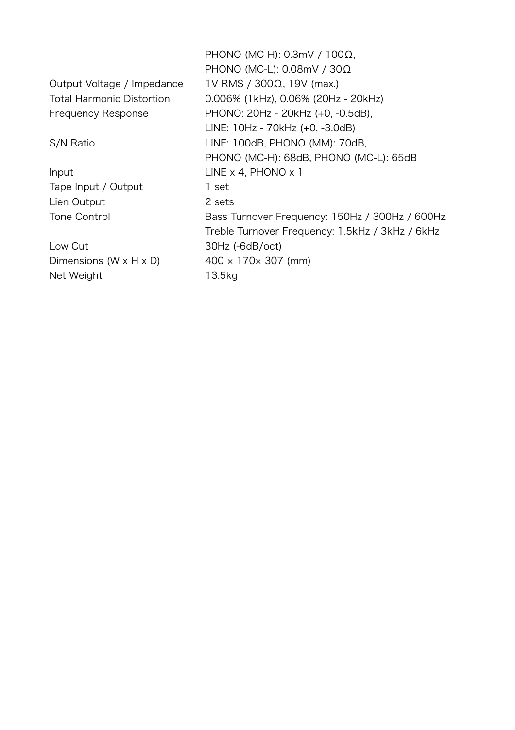| | |
|---|---|
| | PHONO (MC-H): 0.3mV / 100Ω, |
| | PHONO (MC-L): 0.08mV / 30Ω |
| Output Voltage / Impedance | 1V RMS / 300Ω, 19V (max.) |
| Total Harmonic Distortion | 0.006% (1kHz), 0.06% (20Hz - 20kHz) |
| Frequency Response | PHONO: 20Hz - 20kHz (+0, -0.5dB), |
| | LINE: 10Hz - 70kHz (+0, -3.0dB) |
| S/N Ratio | LINE: 100dB, PHONO (MM): 70dB, |
| | PHONO (MC-H): 68dB, PHONO (MC-L): 65dB |
| Input | LINE x 4, PHONO x 1 |
| Tape Input / Output | 1 set |
| Lien Output | 2 sets |
| Tone Control | Bass Turnover Frequency: 150Hz / 300Hz / 600Hz |
| | Treble Turnover Frequency: 1.5kHz / 3kHz / 6kHz |
| Low Cut | 30Hz (-6dB/oct) |
| Dimensions (W x H x D) | 400 × 170× 307 (mm) |
| Net Weight | 13.5kg |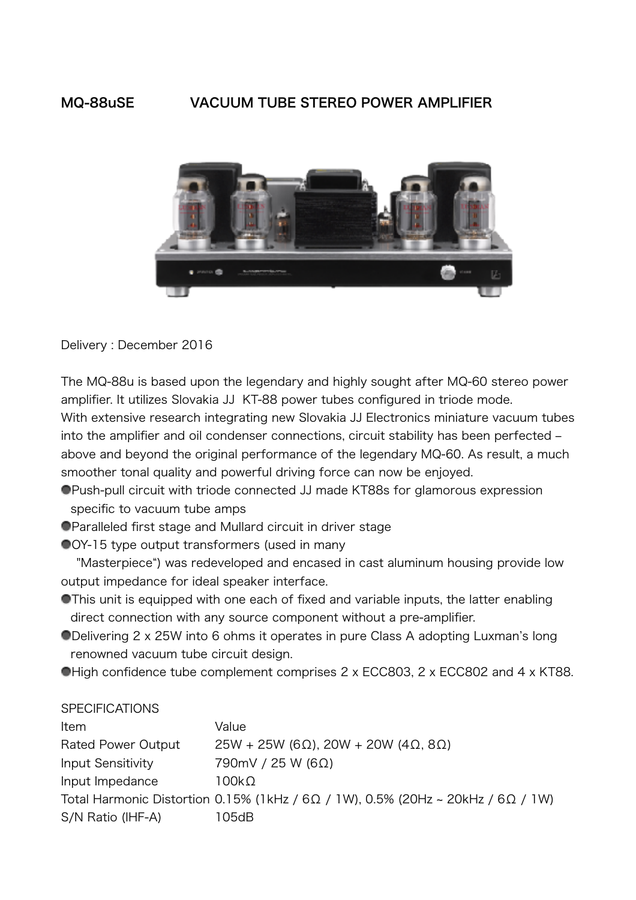## MQ-88uSE VACUUM TUBE STEREO POWER AMPLIFIER

Delivery : December 2016

The MQ-88u is based upon the legendary and highly sought after MQ-60 stereo power amplifier. It utilizes Slovakia JJ KT-88 power tubes configured in triode mode.
With extensive research integrating new Slovakia JJ Electronics miniature vacuum tubes into the amplifier and oil condenser connections, circuit stability has been perfected – above and beyond the original performance of the legendary MQ-60. As result, a much smoother tonal quality and powerful driving force can now be enjoyed.

- Push-pull circuit with triode connected JJ made KT88s for glamorous expression specific to vacuum tube amps
- Paralleled first stage and Mullard circuit in driver stage
- OY-15 type output transformers (used in many "Masterpiece") was redeveloped and encased in cast aluminum housing provide low output impedance for ideal speaker interface.
- This unit is equipped with one each of fixed and variable inputs, the latter enabling direct connection with any source component without a pre-amplifier.
- Delivering 2 x 25W into 6 ohms it operates in pure Class A adopting Luxman's long renowned vacuum tube circuit design.
- High confidence tube complement comprises 2 x ECC803, 2 x ECC802 and 4 x KT88.

SPECIFICATIONS

| Item | Value |
| --- | --- |
| Rated Power Output | 25W + 25W (6Ω), 20W + 20W (4Ω, 8Ω) |
| Input Sensitivity | 790mV / 25 W (6Ω) |
| Input Impedance | 100kΩ |
| Total Harmonic Distortion | 0.15% (1kHz / 6Ω / 1W), 0.5% (20Hz ~ 20kHz / 6Ω / 1W) |
| S/N Ratio (IHF-A) | 105dB |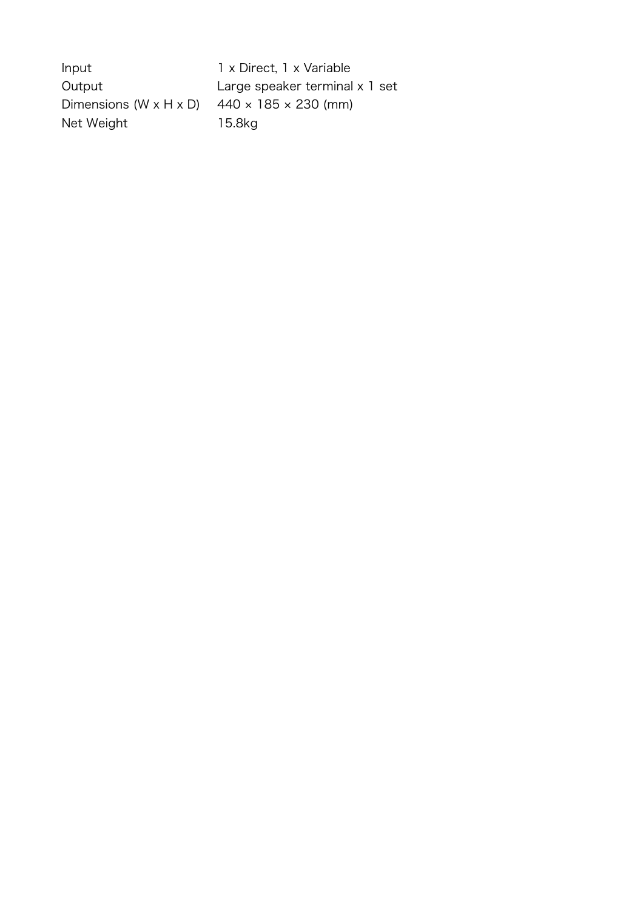| | |
|---|---|
| Input | 1 x Direct, 1 x Variable |
| Output | Large speaker terminal x 1 set |
| Dimensions (W x H x D) | 440 × 185 × 230 (mm) |
| Net Weight | 15.8kg |